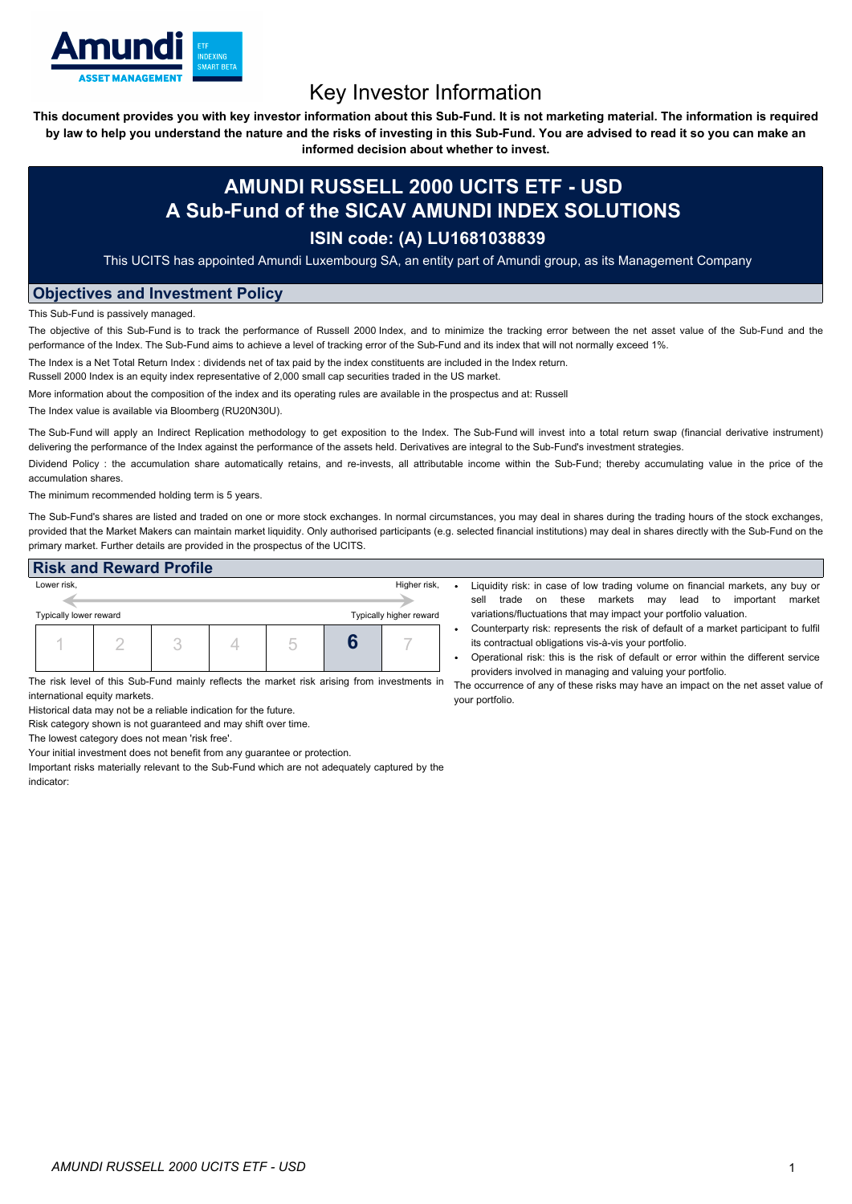# Key Investor Information

**This document provides you with key investor information about this Sub-Fund. It is not marketing material. The information is required by law to help you understand the nature and the risks of investing in this Sub-Fund. You are advised to read it so you can make an informed decision about whether to invest.**

## AMUNDI RUSSELL 2000 UCITS ETF - USD
## A Sub-Fund of the SICAV AMUNDI INDEX SOLUTIONS

### ISIN code: (A) LU1681038839

This UCITS has appointed Amundi Luxembourg SA, an entity part of Amundi group, as its Management Company

## Objectives and Investment Policy

This Sub-Fund is passively managed.

The objective of this Sub-Fund is to track the performance of Russell 2000 Index, and to minimize the tracking error between the net asset value of the Sub-Fund and the performance of the Index. The Sub-Fund aims to achieve a level of tracking error of the Sub-Fund and its index that will not normally exceed 1%.

The Index is a Net Total Return Index : dividends net of tax paid by the index constituents are included in the Index return.
Russell 2000 Index is an equity index representative of 2,000 small cap securities traded in the US market.

More information about the composition of the index and its operating rules are available in the prospectus and at: Russell

The Index value is available via Bloomberg (RU20N30U).

The Sub-Fund will apply an Indirect Replication methodology to get exposition to the Index. The Sub-Fund will invest into a total return swap (financial derivative instrument) delivering the performance of the Index against the performance of the assets held. Derivatives are integral to the Sub-Fund's investment strategies.

Dividend Policy : the accumulation share automatically retains, and re-invests, all attributable income within the Sub-Fund; thereby accumulating value in the price of the accumulation shares.

The minimum recommended holding term is 5 years.

The Sub-Fund's shares are listed and traded on one or more stock exchanges. In normal circumstances, you may deal in shares during the trading hours of the stock exchanges, provided that the Market Makers can maintain market liquidity. Only authorised participants (e.g. selected financial institutions) may deal in shares directly with the Sub-Fund on the primary market. Further details are provided in the prospectus of the UCITS.

## Risk and Reward Profile

Lower risk, ← → Higher risk,

Typically lower reward — Typically higher reward

| 1 | 2 | 3 | 4 | 5 | **6** | 7 |
|---|---|---|---|---|---|---|

The risk level of this Sub-Fund mainly reflects the market risk arising from investments in international equity markets.

Historical data may not be a reliable indication for the future.

Risk category shown is not guaranteed and may shift over time.

The lowest category does not mean 'risk free'.

Your initial investment does not benefit from any guarantee or protection.

Important risks materially relevant to the Sub-Fund which are not adequately captured by the indicator:

- Liquidity risk: in case of low trading volume on financial markets, any buy or sell trade on these markets may lead to important market variations/fluctuations that may impact your portfolio valuation.
- Counterparty risk: represents the risk of default of a market participant to fulfil its contractual obligations vis-à-vis your portfolio.
- Operational risk: this is the risk of default or error within the different service providers involved in managing and valuing your portfolio.

The occurrence of any of these risks may have an impact on the net asset value of your portfolio.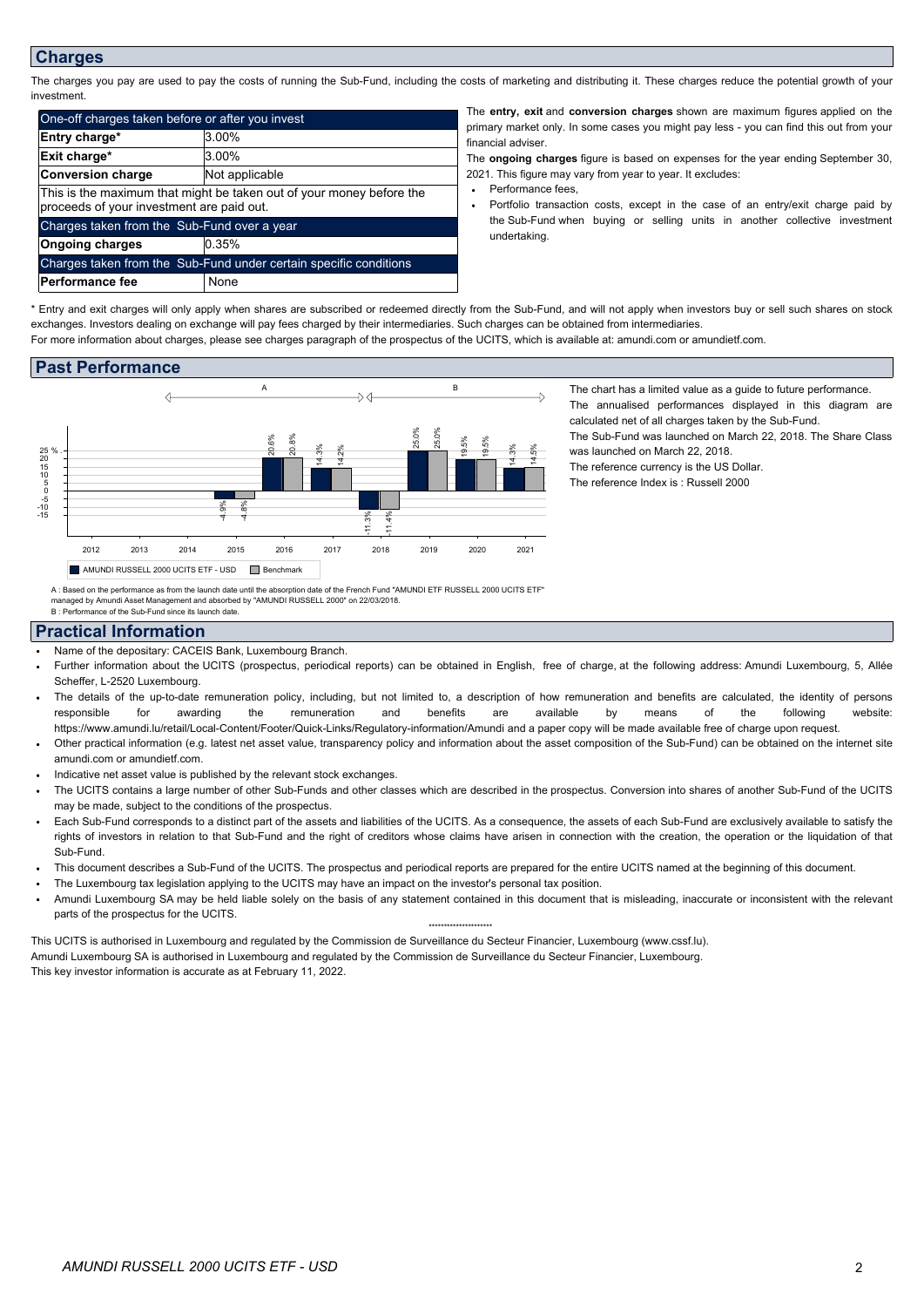## Charges

The charges you pay are used to pay the costs of running the Sub-Fund, including the costs of marketing and distributing it. These charges reduce the potential growth of your investment.

| One-off charges taken before or after you invest | |
|---|---|
| **Entry charge*** | 3.00% |
| **Exit charge*** | 3.00% |
| **Conversion charge** | Not applicable |
| This is the maximum that might be taken out of your money before the proceeds of your investment are paid out. | |
| Charges taken from the Sub-Fund over a year | |
| **Ongoing charges** | 0.35% |
| Charges taken from the Sub-Fund under certain specific conditions | |
| **Performance fee** | None |

The **entry, exit** and **conversion charges** shown are maximum figures applied on the primary market only. In some cases you might pay less - you can find this out from your financial adviser.

The **ongoing charges** figure is based on expenses for the year ending September 30, 2021. This figure may vary from year to year. It excludes:

- Performance fees,
- Portfolio transaction costs, except in the case of an entry/exit charge paid by the Sub-Fund when buying or selling units in another collective investment undertaking.

* Entry and exit charges will only apply when shares are subscribed or redeemed directly from the Sub-Fund, and will not apply when investors buy or sell such shares on stock exchanges. Investors dealing on exchange will pay fees charged by their intermediaries. Such charges can be obtained from intermediaries.

For more information about charges, please see charges paragraph of the prospectus of the UCITS, which is available at: amundi.com or amundietf.com.

## Past Performance

A

B

25 %
20
15
10
5
0
-5
-10
-15

-4.9% -4.8% 20.6% 20.8% 14.3% 14.2% -11.3% -11.4% 25.0% 25.0% 19.5% 19.5% 14.3% 14.5%

2012 2013 2014 2015 2016 2017 2018 2019 2020 2021

AMUNDI RUSSELL 2000 UCITS ETF - USD

Benchmark

A : Based on the performance as from the launch date until the absorption date of the French Fund "AMUNDI ETF RUSSELL 2000 UCITS ETF" managed by Amundi Asset Management and absorbed by "AMUNDI RUSSELL 2000" on 22/03/2018.
B : Performance of the Sub-Fund since its launch date.

The chart has a limited value as a guide to future performance.

The annualised performances displayed in this diagram are calculated net of all charges taken by the Sub-Fund.

The Sub-Fund was launched on March 22, 2018. The Share Class was launched on March 22, 2018.

The reference currency is the US Dollar.

The reference Index is : Russell 2000

## Practical Information

- Name of the depositary: CACEIS Bank, Luxembourg Branch.
- Further information about the UCITS (prospectus, periodical reports) can be obtained in English, free of charge, at the following address: Amundi Luxembourg, 5, Allée Scheffer, L-2520 Luxembourg.
- The details of the up-to-date remuneration policy, including, but not limited to, a description of how remuneration and benefits are calculated, the identity of persons responsible for awarding the remuneration and benefits are available by means of the following website: https://www.amundi.lu/retail/Local-Content/Footer/Quick-Links/Regulatory-information/Amundi and a paper copy will be made available free of charge upon request.
- Other practical information (e.g. latest net asset value, transparency policy and information about the asset composition of the Sub-Fund) can be obtained on the internet site amundi.com or amundietf.com.
- Indicative net asset value is published by the relevant stock exchanges.
- The UCITS contains a large number of other Sub-Funds and other classes which are described in the prospectus. Conversion into shares of another Sub-Fund of the UCITS may be made, subject to the conditions of the prospectus.
- Each Sub-Fund corresponds to a distinct part of the assets and liabilities of the UCITS. As a consequence, the assets of each Sub-Fund are exclusively available to satisfy the rights of investors in relation to that Sub-Fund and the right of creditors whose claims have arisen in connection with the creation, the operation or the liquidation of that Sub-Fund.
- This document describes a Sub-Fund of the UCITS. The prospectus and periodical reports are prepared for the entire UCITS named at the beginning of this document.
- The Luxembourg tax legislation applying to the UCITS may have an impact on the investor's personal tax position.
- Amundi Luxembourg SA may be held liable solely on the basis of any statement contained in this document that is misleading, inaccurate or inconsistent with the relevant parts of the prospectus for the UCITS.

********************

This UCITS is authorised in Luxembourg and regulated by the Commission de Surveillance du Secteur Financier, Luxembourg (www.cssf.lu).
Amundi Luxembourg SA is authorised in Luxembourg and regulated by the Commission de Surveillance du Secteur Financier, Luxembourg.
This key investor information is accurate as at February 11, 2022.